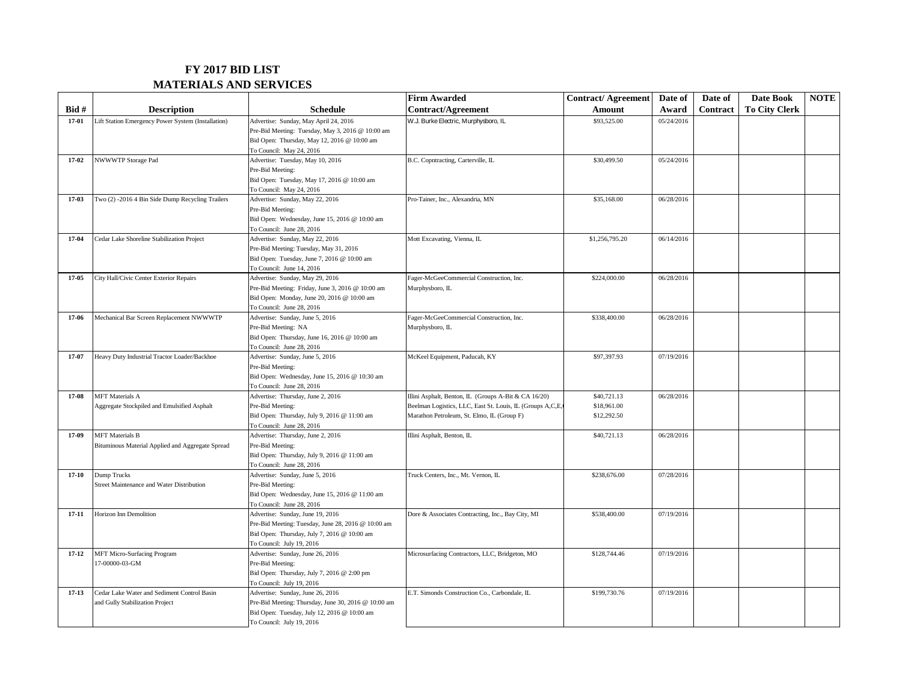# FY 2017 BID LIST
## MATERIALS AND SERVICES

| Bid # | Description | Schedule | Firm Awarded Contract/Agreement | Contract/ Agreement Amount | Date of Award | Date of Contract | Date Book To City Clerk | NOTE |
|---|---|---|---|---|---|---|---|---|
| **17-01** | Lift Station Emergency Power System (Installation) | Advertise: Sunday, May April 24, 2016<br>Pre-Bid Meeting: Tuesday, May 3, 2016 @ 10:00 am<br>Bid Open: Thursday, May 12, 2016 @ 10:00 am<br>To Council: May 24, 2016 | W.J. Burke Electric, Murphysboro, IL | $93,525.00 | 05/24/2016 | | | |
| **17-02** | NWWWTP Storage Pad | Advertise: Tuesday, May 10, 2016<br>Pre-Bid Meeting:<br>Bid Open: Tuesday, May 17, 2016 @ 10:00 am<br>To Council: May 24, 2016 | B.C. Copntracting, Carterville, IL | $30,499.50 | 05/24/2016 | | | |
| **17-03** | Two (2) -2016 4 Bin Side Dump Recycling Trailers | Advertise: Sunday, May 22, 2016<br>Pre-Bid Meeting:<br>Bid Open: Wednesday, June 15, 2016 @ 10:00 am<br>To Council: June 28, 2016 | Pro-Tainer, Inc., Alexandria, MN | $35,168.00 | 06/28/2016 | | | |
| **17-04** | Cedar Lake Shoreline Stabilization Project | Advertise: Sunday, May 22, 2016<br>Pre-Bid Meeting: Tuesday, May 31, 2016<br>Bid Open: Tuesday, June 7, 2016 @ 10:00 am<br>To Council: June 14, 2016 | Mott Excavating, Vienna, IL | $1,256,795.20 | 06/14/2016 | | | |
| **17-05** | City Hall/Civic Center Exterior Repairs | Advertise: Sunday, May 29, 2016<br>Pre-Bid Meeting: Friday, June 3, 2016 @ 10:00 am<br>Bid Open: Monday, June 20, 2016 @ 10:00 am<br>To Council: June 28, 2016 | Fager-McGeeCommercial Construction, Inc.<br>Murphysboro, IL | $224,000.00 | 06/28/2016 | | | |
| **17-06** | Mechanical Bar Screen Replacement NWWWTP | Advertise: Sunday, June 5, 2016<br>Pre-Bid Meeting: NA<br>Bid Open: Thursday, June 16, 2016 @ 10:00 am<br>To Council: June 28, 2016 | Fager-McGeeCommercial Construction, Inc.<br>Murphysboro, IL | $338,400.00 | 06/28/2016 | | | |
| **17-07** | Heavy Duty Industrial Tractor Loader/Backhoe | Advertise: Sunday, June 5, 2016<br>Pre-Bid Meeting:<br>Bid Open: Wednesday, June 15, 2016 @ 10:30 am<br>To Council: June 28, 2016 | McKeel Equipment, Paducah, KY | $97,397.93 | 07/19/2016 | | | |
| **17-08** | MFT Materials A<br>Aggregate Stockpiled and Emulsified Asphalt | Advertise: Thursday, June 2, 2016<br>Pre-Bid Meeting:<br>Bid Open: Thursday, July 9, 2016 @ 11:00 am<br>To Council: June 28, 2016 | Illini Asphalt, Benton, IL (Groups A-Bit & CA 16/20)<br>Beelman Logistics, LLC, East St. Louis, IL (Groups A,C,E,<br>Marathon Petroleum, St. Elmo, IL (Group F) | $40,721.13<br>$18,961.00<br>$12,292.50 | 06/28/2016 | | | |
| **17-09** | MFT Materials B<br>Bituminous Material Applied and Aggregate Spread | Advertise: Thursday, June 2, 2016<br>Pre-Bid Meeting:<br>Bid Open: Thursday, July 9, 2016 @ 11:00 am<br>To Council: June 28, 2016 | Illini Asphalt, Benton, IL | $40,721.13 | 06/28/2016 | | | |
| **17-10** | Dump Trucks<br>Street Maintenance and Water Distribution | Advertise: Sunday, June 5, 2016<br>Pre-Bid Meeting:<br>Bid Open: Wednesday, June 15, 2016 @ 11:00 am<br>To Council: June 28, 2016 | Truck Centers, Inc., Mt. Vernon, IL | $238,676.00 | 07/28/2016 | | | |
| **17-11** | Horizon Inn Demolition | Advertise: Sunday, June 19, 2016<br>Pre-Bid Meeting: Tuesday, June 28, 2016 @ 10:00 am<br>Bid Open: Thursday, July 7, 2016 @ 10:00 am<br>To Council: July 19, 2016 | Dore & Associates Contracting, Inc., Bay City, MI | $538,400.00 | 07/19/2016 | | | |
| **17-12** | MFT Micro-Surfacing Program<br>17-00000-03-GM | Advertise: Sunday, June 26, 2016<br>Pre-Bid Meeting:<br>Bid Open: Thursday, July 7, 2016 @ 2:00 pm<br>To Council: July 19, 2016 | Microsurfacing Contractors, LLC, Bridgeton, MO | $128,744.46 | 07/19/2016 | | | |
| **17-13** | Cedar Lake Water and Sediment Control Basin<br>and Gully Stabilization Project | Advertise: Sunday, June 26, 2016<br>Pre-Bid Meeting: Thursday, June 30, 2016 @ 10:00 am<br>Bid Open: Tuesday, July 12, 2016 @ 10:00 am<br>To Council: July 19, 2016 | E.T. Simonds Construction Co., Carbondale, IL | $199,730.76 | 07/19/2016 | | | |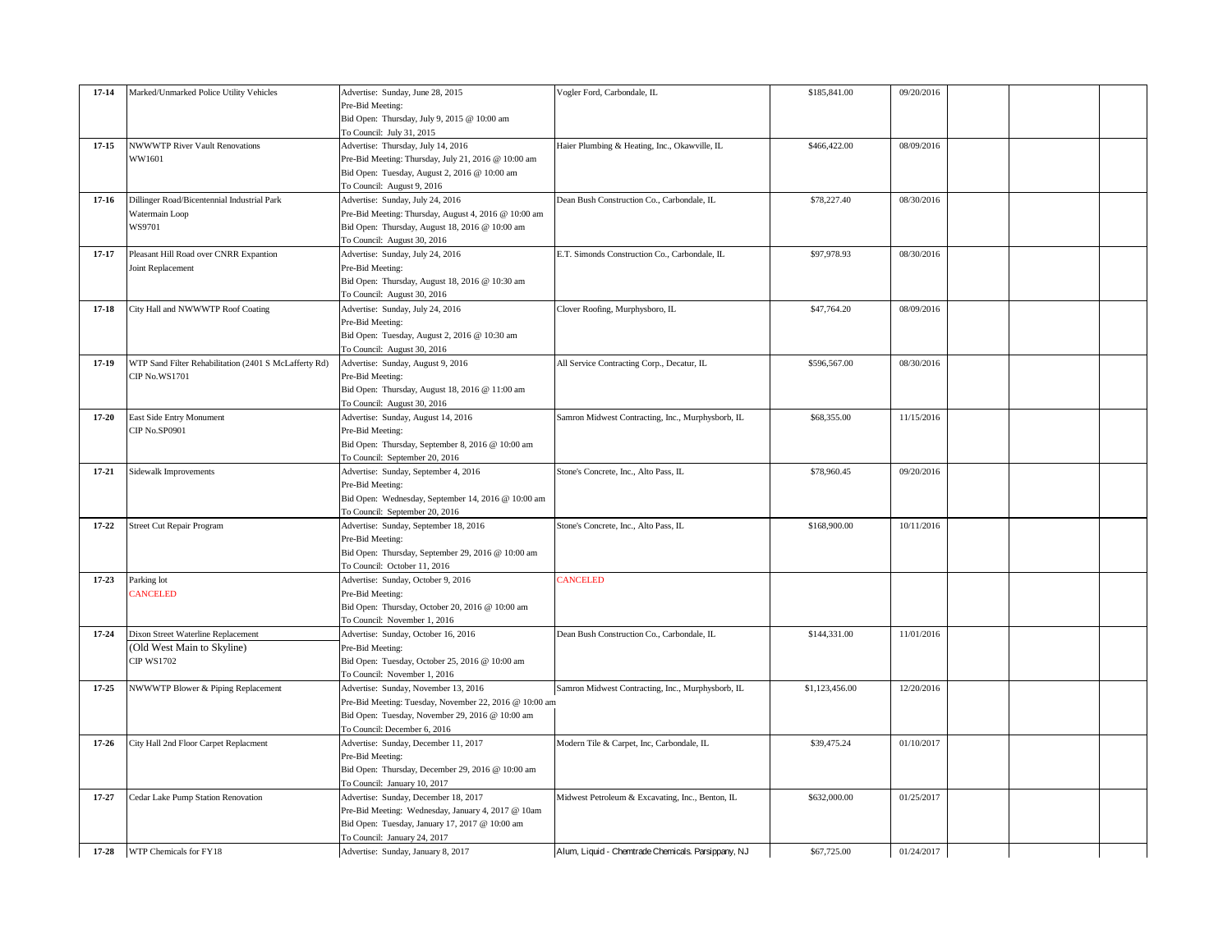| | | | | | | | | |
|---|---|---|---|---|---|---|---|---|
| **17-14** | Marked/Unmarked Police Utility Vehicles | Advertise: Sunday, June 28, 2015<br>Pre-Bid Meeting:<br>Bid Open: Thursday, July 9, 2015 @ 10:00 am<br>To Council: July 31, 2015 | Vogler Ford, Carbondale, IL | $185,841.00 | 09/20/2016 | | | |
| **17-15** | NWWWTP River Vault Renovations<br>WW1601 | Advertise: Thursday, July 14, 2016<br>Pre-Bid Meeting: Thursday, July 21, 2016 @ 10:00 am<br>Bid Open: Tuesday, August 2, 2016 @ 10:00 am<br>To Council: August 9, 2016 | Haier Plumbing & Heating, Inc., Okawville, IL | $466,422.00 | 08/09/2016 | | | |
| **17-16** | Dillinger Road/Bicentennial Industrial Park<br>Watermain Loop<br>WS9701 | Advertise: Sunday, July 24, 2016<br>Pre-Bid Meeting: Thursday, August 4, 2016 @ 10:00 am<br>Bid Open: Thursday, August 18, 2016 @ 10:00 am<br>To Council: August 30, 2016 | Dean Bush Construction Co., Carbondale, IL | $78,227.40 | 08/30/2016 | | | |
| **17-17** | Pleasant Hill Road over CNRR Expantion<br>Joint Replacement | Advertise: Sunday, July 24, 2016<br>Pre-Bid Meeting:<br>Bid Open: Thursday, August 18, 2016 @ 10:30 am<br>To Council: August 30, 2016 | E.T. Simonds Construction Co., Carbondale, IL | $97,978.93 | 08/30/2016 | | | |
| **17-18** | City Hall and NWWWTP Roof Coating | Advertise: Sunday, July 24, 2016<br>Pre-Bid Meeting:<br>Bid Open: Tuesday, August 2, 2016 @ 10:30 am<br>To Council: August 30, 2016 | Clover Roofing, Murphysboro, IL | $47,764.20 | 08/09/2016 | | | |
| **17-19** | WTP Sand Filter Rehabilitation (2401 S McLafferty Rd)<br>CIP No.WS1701 | Advertise: Sunday, August 9, 2016<br>Pre-Bid Meeting:<br>Bid Open: Thursday, August 18, 2016 @ 11:00 am<br>To Council: August 30, 2016 | All Service Contracting Corp., Decatur, IL | $596,567.00 | 08/30/2016 | | | |
| **17-20** | East Side Entry Monument<br>CIP No.SP0901 | Advertise: Sunday, August 14, 2016<br>Pre-Bid Meeting:<br>Bid Open: Thursday, September 8, 2016 @ 10:00 am<br>To Council: September 20, 2016 | Samron Midwest Contracting, Inc., Murphysboro, IL | $68,355.00 | 11/15/2016 | | | |
| **17-21** | Sidewalk Improvements | Advertise: Sunday, September 4, 2016<br>Pre-Bid Meeting:<br>Bid Open: Wednesday, September 14, 2016 @ 10:00 am<br>To Council: September 20, 2016 | Stone's Concrete, Inc., Alto Pass, IL | $78,960.45 | 09/20/2016 | | | |
| **17-22** | Street Cut Repair Program | Advertise: Sunday, September 18, 2016<br>Pre-Bid Meeting:<br>Bid Open: Thursday, September 29, 2016 @ 10:00 am<br>To Council: October 11, 2016 | Stone's Concrete, Inc., Alto Pass, IL | $168,900.00 | 10/11/2016 | | | |
| **17-23** | Parking lot<br>CANCELED | Advertise: Sunday, October 9, 2016<br>Pre-Bid Meeting:<br>Bid Open: Thursday, October 20, 2016 @ 10:00 am<br>To Council: November 1, 2016 | CANCELED | | | | | |
| **17-24** | Dixon Street Waterline Replacement<br>(Old West Main to Skyline)<br>CIP WS1702 | Advertise: Sunday, October 16, 2016<br>Pre-Bid Meeting:<br>Bid Open: Tuesday, October 25, 2016 @ 10:00 am<br>To Council: November 1, 2016 | Dean Bush Construction Co., Carbondale, IL | $144,331.00 | 11/01/2016 | | | |
| **17-25** | NWWWTP Blower & Piping Replacement | Advertise: Sunday, November 13, 2016<br>Pre-Bid Meeting: Tuesday, November 22, 2016 @ 10:00 am<br>Bid Open: Tuesday, November 29, 2016 @ 10:00 am<br>To Council: December 6, 2016 | Samron Midwest Contracting, Inc., Murphysboro, IL | $1,123,456.00 | 12/20/2016 | | | |
| **17-26** | City Hall 2nd Floor Carpet Replacment | Advertise: Sunday, December 11, 2017<br>Pre-Bid Meeting:<br>Bid Open: Thursday, December 29, 2016 @ 10:00 am<br>To Council: January 10, 2017 | Modern Tile & Carpet, Inc, Carbondale, IL | $39,475.24 | 01/10/2017 | | | |
| **17-27** | Cedar Lake Pump Station Renovation | Advertise: Sunday, December 18, 2017<br>Pre-Bid Meeting: Wednesday, January 4, 2017 @ 10am<br>Bid Open: Tuesday, January 17, 2017 @ 10:00 am<br>To Council: January 24, 2017 | Midwest Petroleum & Excavating, Inc., Benton, IL | $632,000.00 | 01/25/2017 | | | |
| **17-28** | WTP Chemicals for FY18 | Advertise: Sunday, January 8, 2017 | Alum, Liquid - Chemtrade Chemicals. Parsippany, NJ | $67,725.00 | 01/24/2017 | | | |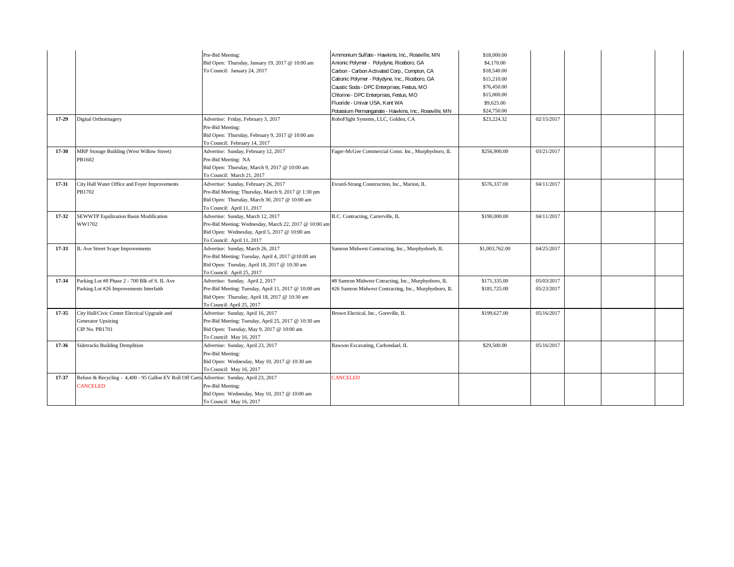| | | | | | | | | |
|---|---|---|---|---|---|---|---|---|
| | | Pre-Bid Meeting:<br>Bid Open: Thursday, January 19, 2017 @ 10:00 am<br>To Council: January 24, 2017 | Ammonium Sulfate - Hawkins, Inc., Roseville, MN<br>Anionic Polymer - Polydyne, Riceboro, GA<br>Carbon - Carbon Activated Corp., Compton, CA<br>Cationic Polymer - Polydyne, Inc., Riceboro, GA<br>Caustic Soda - DPC Enterprises, Festus, MO<br>Chlorine - DPC Enterprises, Festus, MO<br>Fluoride - Univar USA, Kent WA<br>Potassium Permanganate - Hawkins, Inc., Roseville, MN | $18,000.00<br>$4,170.00<br>$18,540.00<br>$15,210.00<br>$76,450.00<br>$15,000.00<br>$9,625.00<br>$24,750.00 | | | | |
| **17-29** | Digital Orthoimagery | Advertise: Friday, February 3, 2017<br>Pre-Bid Meeting:<br>Bid Open: Thursday, February 9, 2017 @ 10:00 am<br>To Council: February 14, 2017 | RoboFlight Systems, LLC, Golden, CA | $23,224.32 | 02/15/2017 | | | |
| **17-30** | MRP Storage Building (West Willow Street)<br>PB1602 | Advertise: Sunday, February 12, 2017<br>Pre-Bid Meeting: NA<br>Bid Open: Thursday, March 9, 2017 @ 10:00 am<br>To Council: March 21, 2017 | Fager-McGee Commercial Const. Inc., Murphysboro, IL | $256,900.00 | 03/21/2017 | | | |
| **17-31** | City Hall Water Office and Foyer Improvements<br>PB1702 | Advertise: Sunday, February 26, 2017<br>Pre-Bid Meeting: Thursday, March 9, 2017 @ 1:30 pm<br>Bid Open: Thursday, March 30, 2017 @ 10:00 am<br>To Council: April 11, 2017 | Evrard-Strang Construction, Inc., Marion, IL | $576,337.00 | 04/11/2017 | | | |
| **17-32** | SEWWTP Equilization Basin Modification<br>WW1702 | Advertise: Sunday, March 12, 2017<br>Pre-Bid Meeting: Wednesday, March 22, 2017 @ 10:00 am<br>Bid Open: Wednesday, April 5, 2017 @ 10:00 am<br>To Council: April 11, 2017 | B.C. Contracting, Carterville, IL | $190,000.00 | 04/11/2017 | | | |
| **17-33** | IL Ave Street Scape Improvements | Advertise: Sunday, March 26, 2017<br>Pre-Bid Meeting: Tuesday, April 4, 2017 @10:00 am<br>Bid Open: Tuesday, April 18, 2017 @ 10:30 am<br>To Council: April 25, 2017 | Samron Midwest Contracting, Inc., Murphysborb, IL | $1,003,762.00 | 04/25/2017 | | | |
| **17-34** | Parking Lot #8 Phase 2 - 700 Blk of S. IL Ave<br>Parking Lot #26 Improvements Interfaith | Advertise: Sunday, April 2, 2017<br>Pre-Bid Meeting: Tuesday, April 11, 2017 @ 10:00 am<br>Bid Open: Thursday, April 18, 2017 @ 10:30 am<br>To Council: April 25, 2017 | #8 Samron Midwest Cotracting, Inc., Murphysboro, IL<br>#26 Samron Midwest Contracting, Inc., Murphysboro, IL | $171,335.00<br>$181,725.00 | 05/03/2017<br>05/23/2017 | | | |
| **17-35** | City Hall/Civic Center Elecrical Upgrade and<br>Generator Upsizing<br>CIP No. PB1701 | Advertise: Sunday, April 16, 2017<br>Pre-Bid Meeting: Tuesday, April 25, 2017 @ 10:30 am<br>Bid Open: Tuesday, May 9, 2017 @ 10:00 am<br>To Council: May 16, 2017 | Brown Electical, Inc., Goreville, IL | $199,627.00 | 05/16/2017 | | | |
| **17-36** | Sidetracks Building Demplition | Advertise: Sunday, April 23, 2017<br>Pre-Bid Meeting:<br>Bid Open: Wednesday, May 10, 2017 @ 10:30 am<br>To Council: May 16, 2017 | Rawson Excavating, Carbondael, IL | $29,500.00 | 05/16/2017 | | | |
| **17-37** | Refuse & Recycling - 4,400 - 95 Gallon EV Roll Off Carts<br>CANCELED | Advertise: Sunday, April 23, 2017<br>Pre-Bid Meeting:<br>Bid Open: Wednesday, May 10, 2017 @ 10:00 am<br>To Council: May 16, 2017 | CANCELED | | | | | |